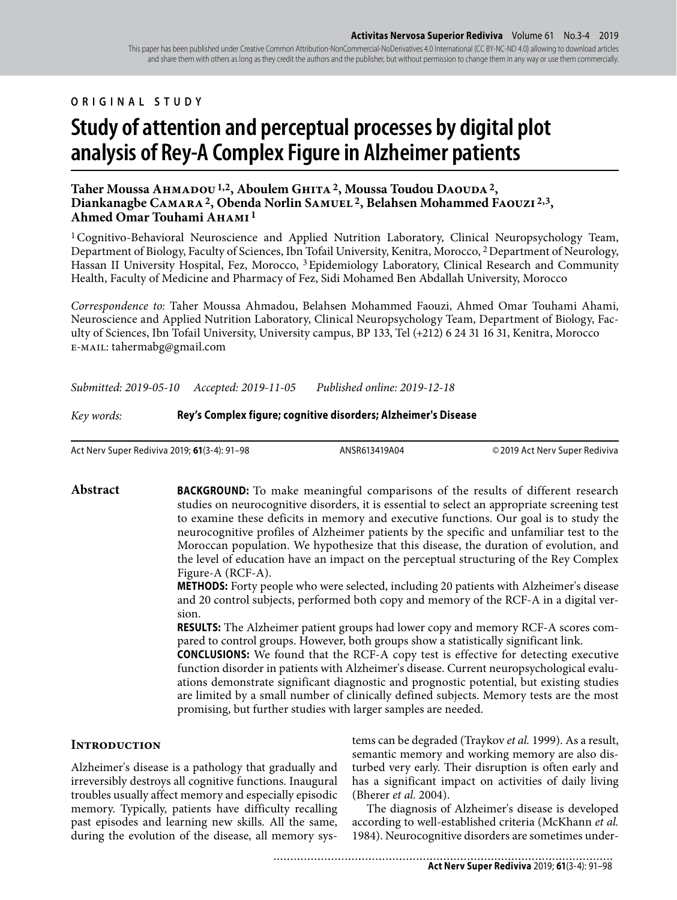ORIGINAL STUDY

# Study of attention and perceptual processes by digital plot analysis of Rey-A Complex Figure in Alzheimer patients

**Taher Moussa Ahmadou [1,2], Aboulem Ghita [2], Moussa Toudou Daouda [2], Diankanagbe Camara [2], Obenda Norlin Samuel [2], Belahsen Mohammed Faouzi [2,3], Ahmed Omar Touhami Ahami [1]**

[1] Cognitivo-Behavioral Neuroscience and Applied Nutrition Laboratory, Clinical Neuropsychology Team, Department of Biology, Faculty of Sciences, Ibn Tofail University, Kenitra, Morocco, [2] Department of Neurology, Hassan II University Hospital, Fez, Morocco, [3] Epidemiology Laboratory, Clinical Research and Community Health, Faculty of Medicine and Pharmacy of Fez, Sidi Mohamed Ben Abdallah University, Morocco

*Correspondence to:* Taher Moussa Ahmadou, Belahsen Mohammed Faouzi, Ahmed Omar Touhami Ahami, Neuroscience and Applied Nutrition Laboratory, Clinical Neuropsychology Team, Department of Biology, Faculty of Sciences, Ibn Tofail University, University campus, BP 133, Tel (+212) 6 24 31 16 31, Kenitra, Morocco
E-MAIL: tahermabg@gmail.com

*Submitted: 2019-05-10* *Accepted: 2019-11-05* *Published online: 2019-12-18*

*Key words:* **Rey's Complex figure; cognitive disorders; Alzheimer's Disease**

Act Nerv Super Rediviva 2019; **61**(3-4): 91–98 ANSR613419A04 © 2019 Act Nerv Super Rediviva

## Abstract

**BACKGROUND:** To make meaningful comparisons of the results of different research studies on neurocognitive disorders, it is essential to select an appropriate screening test to examine these deficits in memory and executive functions. Our goal is to study the neurocognitive profiles of Alzheimer patients by the specific and unfamiliar test to the Moroccan population. We hypothesize that this disease, the duration of evolution, and the level of education have an impact on the perceptual structuring of the Rey Complex Figure-A (RCF-A).

**METHODS:** Forty people who were selected, including 20 patients with Alzheimer's disease and 20 control subjects, performed both copy and memory of the RCF-A in a digital version.

**RESULTS:** The Alzheimer patient groups had lower copy and memory RCF-A scores compared to control groups. However, both groups show a statistically significant link.

**CONCLUSIONS:** We found that the RCF-A copy test is effective for detecting executive function disorder in patients with Alzheimer's disease. Current neuropsychological evaluations demonstrate significant diagnostic and prognostic potential, but existing studies are limited by a small number of clinically defined subjects. Memory tests are the most promising, but further studies with larger samples are needed.

## Introduction

Alzheimer's disease is a pathology that gradually and irreversibly destroys all cognitive functions. Inaugural troubles usually affect memory and especially episodic memory. Typically, patients have difficulty recalling past episodes and learning new skills. All the same, during the evolution of the disease, all memory systems can be degraded (Traykov *et al.* 1999). As a result, semantic memory and working memory are also disturbed very early. Their disruption is often early and has a significant impact on activities of daily living (Bherer *et al.* 2004).

The diagnosis of Alzheimer's disease is developed according to well-established criteria (McKhann *et al.* 1984). Neurocognitive disorders are sometimes under-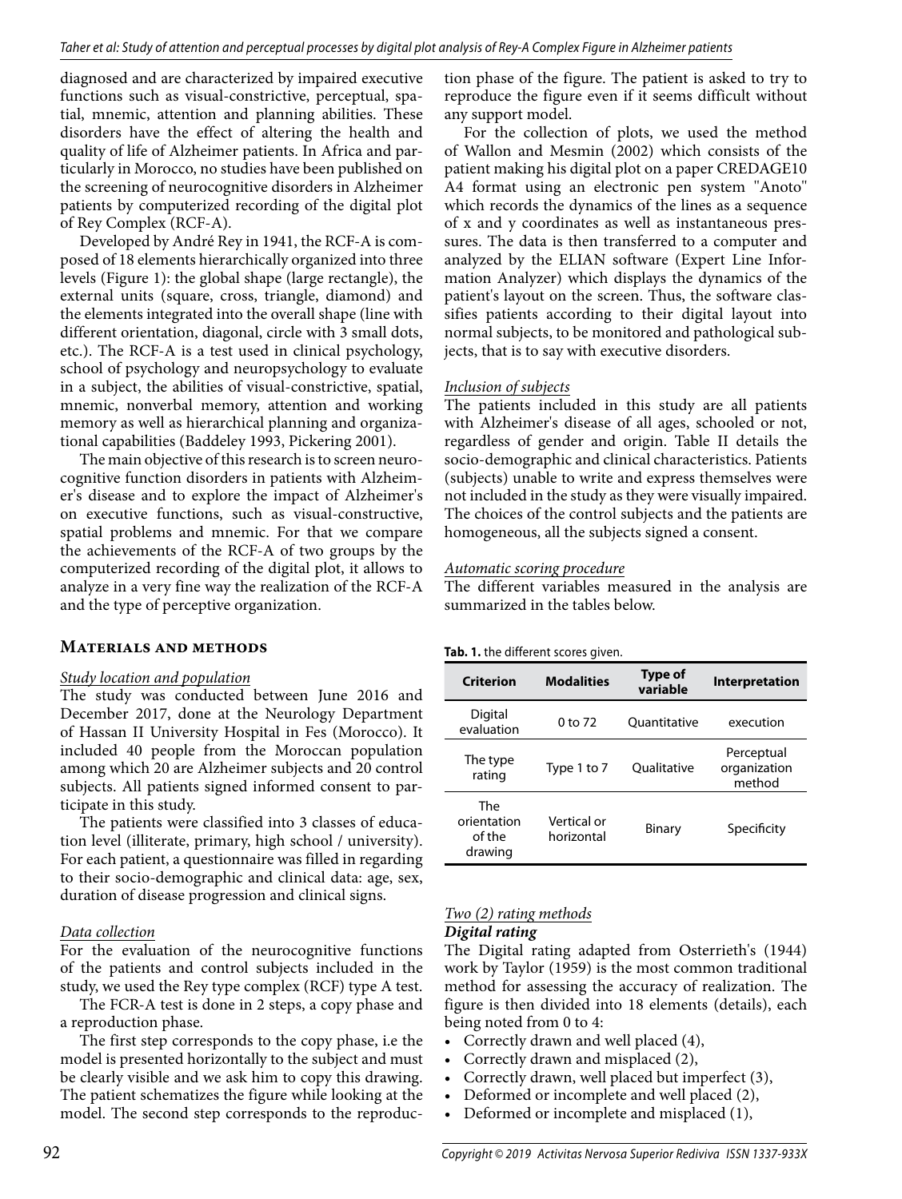diagnosed and are characterized by impaired executive functions such as visual-constrictive, perceptual, spatial, mnemic, attention and planning abilities. These disorders have the effect of altering the health and quality of life of Alzheimer patients. In Africa and particularly in Morocco, no studies have been published on the screening of neurocognitive disorders in Alzheimer patients by computerized recording of the digital plot of Rey Complex (RCF-A).

Developed by André Rey in 1941, the RCF-A is composed of 18 elements hierarchically organized into three levels (Figure 1): the global shape (large rectangle), the external units (square, cross, triangle, diamond) and the elements integrated into the overall shape (line with different orientation, diagonal, circle with 3 small dots, etc.). The RCF-A is a test used in clinical psychology, school of psychology and neuropsychology to evaluate in a subject, the abilities of visual-constrictive, spatial, mnemic, nonverbal memory, attention and working memory as well as hierarchical planning and organizational capabilities (Baddeley 1993, Pickering 2001).

The main objective of this research is to screen neurocognitive function disorders in patients with Alzheimer's disease and to explore the impact of Alzheimer's on executive functions, such as visual-constructive, spatial problems and mnemic. For that we compare the achievements of the RCF-A of two groups by the computerized recording of the digital plot, it allows to analyze in a very fine way the realization of the RCF-A and the type of perceptive organization.

## Materials and methods

*Study location and population*

The study was conducted between June 2016 and December 2017, done at the Neurology Department of Hassan II University Hospital in Fes (Morocco). It included 40 people from the Moroccan population among which 20 are Alzheimer subjects and 20 control subjects. All patients signed informed consent to participate in this study.

The patients were classified into 3 classes of education level (illiterate, primary, high school / university). For each patient, a questionnaire was filled in regarding to their socio-demographic and clinical data: age, sex, duration of disease progression and clinical signs.

*Data collection*

For the evaluation of the neurocognitive functions of the patients and control subjects included in the study, we used the Rey type complex (RCF) type A test.

The FCR-A test is done in 2 steps, a copy phase and a reproduction phase.

The first step corresponds to the copy phase, i.e the model is presented horizontally to the subject and must be clearly visible and we ask him to copy this drawing. The patient schematizes the figure while looking at the model. The second step corresponds to the reproduction phase of the figure. The patient is asked to try to reproduce the figure even if it seems difficult without any support model.

For the collection of plots, we used the method of Wallon and Mesmin (2002) which consists of the patient making his digital plot on a paper CREDAGE10 A4 format using an electronic pen system "Anoto" which records the dynamics of the lines as a sequence of x and y coordinates as well as instantaneous pressures. The data is then transferred to a computer and analyzed by the ELIAN software (Expert Line Information Analyzer) which displays the dynamics of the patient's layout on the screen. Thus, the software classifies patients according to their digital layout into normal subjects, to be monitored and pathological subjects, that is to say with executive disorders.

*Inclusion of subjects*

The patients included in this study are all patients with Alzheimer's disease of all ages, schooled or not, regardless of gender and origin. Table II details the socio-demographic and clinical characteristics. Patients (subjects) unable to write and express themselves were not included in the study as they were visually impaired. The choices of the control subjects and the patients are homogeneous, all the subjects signed a consent.

*Automatic scoring procedure*

The different variables measured in the analysis are summarized in the tables below.

**Tab. 1.** the different scores given.

| Criterion | Modalities | Type of variable | Interpretation |
|---|---|---|---|
| Digital evaluation | 0 to 72 | Quantitative | execution |
| The type rating | Type 1 to 7 | Qualitative | Perceptual organization method |
| The orientation of the drawing | Vertical or horizontal | Binary | Specificity |

*Two (2) rating methods*

***Digital rating***

The Digital rating adapted from Osterrieth's (1944) work by Taylor (1959) is the most common traditional method for assessing the accuracy of realization. The figure is then divided into 18 elements (details), each being noted from 0 to 4:

- Correctly drawn and well placed (4),
- Correctly drawn and misplaced (2),
- Correctly drawn, well placed but imperfect (3),
- Deformed or incomplete and well placed (2),
- Deformed or incomplete and misplaced (1),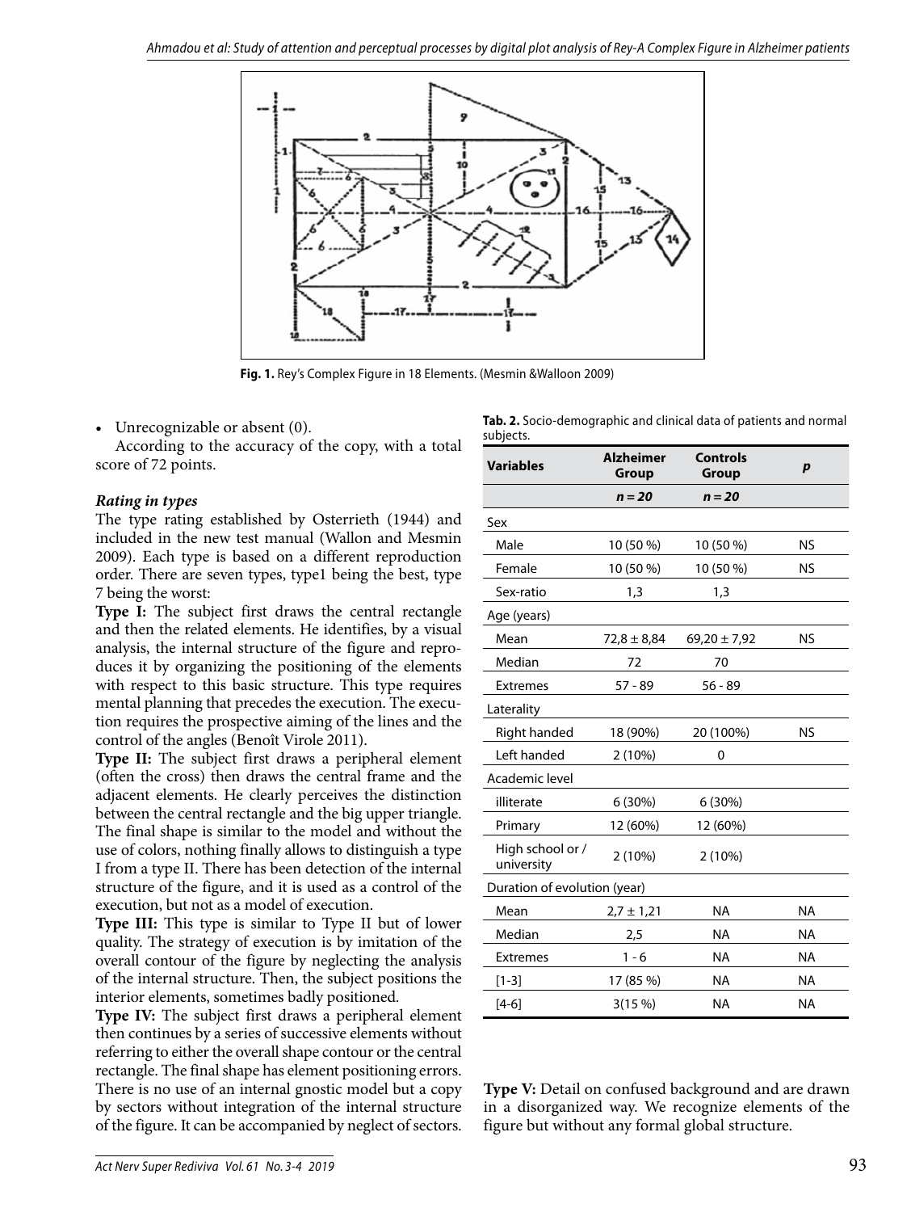Fig. 1. Rey's Complex Figure in 18 Elements. (Mesmin &Walloon 2009)

- Unrecognizable or absent (0).

According to the accuracy of the copy, with a total score of 72 points.

***Rating in types***

The type rating established by Osterrieth (1944) and included in the new test manual (Wallon and Mesmin 2009). Each type is based on a different reproduction order. There are seven types, type1 being the best, type 7 being the worst:

**Type I:** The subject first draws the central rectangle and then the related elements. He identifies, by a visual analysis, the internal structure of the figure and reproduces it by organizing the positioning of the elements with respect to this basic structure. This type requires mental planning that precedes the execution. The execution requires the prospective aiming of the lines and the control of the angles (Benoît Virole 2011).

**Type II:** The subject first draws a peripheral element (often the cross) then draws the central frame and the adjacent elements. He clearly perceives the distinction between the central rectangle and the big upper triangle. The final shape is similar to the model and without the use of colors, nothing finally allows to distinguish a type I from a type II. There has been detection of the internal structure of the figure, and it is used as a control of the execution, but not as a model of execution.

**Type III:** This type is similar to Type II but of lower quality. The strategy of execution is by imitation of the overall contour of the figure by neglecting the analysis of the internal structure. Then, the subject positions the interior elements, sometimes badly positioned.

**Type IV:** The subject first draws a peripheral element then continues by a series of successive elements without referring to either the overall shape contour or the central rectangle. The final shape has element positioning errors. There is no use of an internal gnostic model but a copy by sectors without integration of the internal structure of the figure. It can be accompanied by neglect of sectors.

**Tab. 2.** Socio-demographic and clinical data of patients and normal subjects.

| Variables | Alzheimer Group | Controls Group | p |
|---|---|---|---|
| | n = 20 | n = 20 | |
| Sex | | | |
| Male | 10 (50 %) | 10 (50 %) | NS |
| Female | 10 (50 %) | 10 (50 %) | NS |
| Sex-ratio | 1,3 | 1,3 | |
| Age (years) | | | |
| Mean | 72,8 ± 8,84 | 69,20 ± 7,92 | NS |
| Median | 72 | 70 | |
| Extremes | 57 - 89 | 56 - 89 | |
| Laterality | | | |
| Right handed | 18 (90%) | 20 (100%) | NS |
| Left handed | 2 (10%) | 0 | |
| Academic level | | | |
| illiterate | 6 (30%) | 6 (30%) | |
| Primary | 12 (60%) | 12 (60%) | |
| High school or / university | 2 (10%) | 2 (10%) | |
| Duration of evolution (year) | | | |
| Mean | 2,7 ± 1,21 | NA | NA |
| Median | 2,5 | NA | NA |
| Extremes | 1 - 6 | NA | NA |
| [1-3] | 17 (85 %) | NA | NA |
| [4-6] | 3(15 %) | NA | NA |

**Type V:** Detail on confused background and are drawn in a disorganized way. We recognize elements of the figure but without any formal global structure.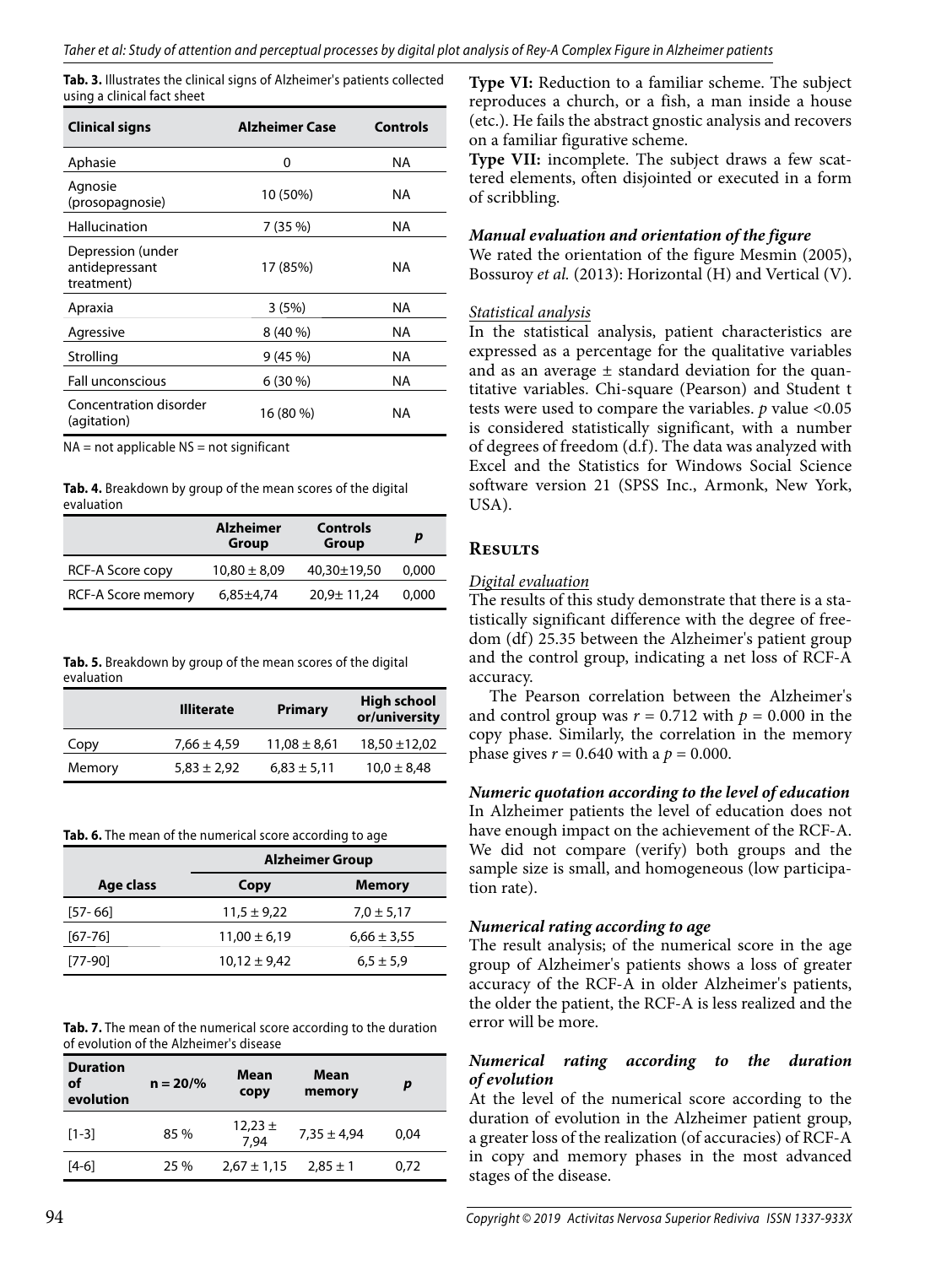**Tab. 3.** Illustrates the clinical signs of Alzheimer's patients collected using a clinical fact sheet

| Clinical signs | Alzheimer Case | Controls |
|---|---|---|
| Aphasie | 0 | NA |
| Agnosie (prosopagnosie) | 10 (50%) | NA |
| Hallucination | 7 (35 %) | NA |
| Depression (under antidepressant treatment) | 17 (85%) | NA |
| Apraxia | 3 (5%) | NA |
| Agressive | 8 (40 %) | NA |
| Strolling | 9 (45 %) | NA |
| Fall unconscious | 6 (30 %) | NA |
| Concentration disorder (agitation) | 16 (80 %) | NA |

NA = not applicable NS = not significant

**Tab. 4.** Breakdown by group of the mean scores of the digital evaluation

| | Alzheimer Group | Controls Group | *p* |
|---|---|---|---|
| RCF-A Score copy | 10,80 ± 8,09 | 40,30±19,50 | 0,000 |
| RCF-A Score memory | 6,85±4,74 | 20,9± 11,24 | 0,000 |

**Tab. 5.** Breakdown by group of the mean scores of the digital evaluation

| | Illiterate | Primary | High school or/university |
|---|---|---|---|
| Copy | 7,66 ± 4,59 | 11,08 ± 8,61 | 18,50 ±12,02 |
| Memory | 5,83 ± 2,92 | 6,83 ± 5,11 | 10,0 ± 8,48 |

**Tab. 6.** The mean of the numerical score according to age

| | Alzheimer Group | |
|---|---|---|
| Age class | Copy | Memory |
| [57- 66] | 11,5 ± 9,22 | 7,0 ± 5,17 |
| [67-76] | 11,00 ± 6,19 | 6,66 ± 3,55 |
| [77-90] | 10,12 ± 9,42 | 6,5 ± 5,9 |

**Tab. 7.** The mean of the numerical score according to the duration of evolution of the Alzheimer's disease

| Duration of evolution | n = 20/% | Mean copy | Mean memory | *p* |
|---|---|---|---|---|
| [1-3] | 85 % | 12,23 ± 7,94 | 7,35 ± 4,94 | 0,04 |
| [4-6] | 25 % | 2,67 ± 1,15 | 2,85 ± 1 | 0,72 |

**Type VI:** Reduction to a familiar scheme. The subject reproduces a church, or a fish, a man inside a house (etc.). He fails the abstract gnostic analysis and recovers on a familiar figurative scheme.

**Type VII:** incomplete. The subject draws a few scattered elements, often disjointed or executed in a form of scribbling.

#### *Manual evaluation and orientation of the figure*

We rated the orientation of the figure Mesmin (2005), Bossuroy *et al.* (2013): Horizontal (H) and Vertical (V).

#### Statistical analysis

In the statistical analysis, patient characteristics are expressed as a percentage for the qualitative variables and as an average ± standard deviation for the quantitative variables. Chi-square (Pearson) and Student t tests were used to compare the variables. $p$ value <0.05 is considered statistically significant, with a number of degrees of freedom (d.f). The data was analyzed with Excel and the Statistics for Windows Social Science software version 21 (SPSS Inc., Armonk, New York, USA).

## Results

#### Digital evaluation

The results of this study demonstrate that there is a statistically significant difference with the degree of freedom (df) 25.35 between the Alzheimer's patient group and the control group, indicating a net loss of RCF-A accuracy.

The Pearson correlation between the Alzheimer's and control group was $r = 0.712$ with $p = 0.000$ in the copy phase. Similarly, the correlation in the memory phase gives $r = 0.640$ with a $p = 0.000$.

#### *Numeric quotation according to the level of education*

In Alzheimer patients the level of education does not have enough impact on the achievement of the RCF-A. We did not compare (verify) both groups and the sample size is small, and homogeneous (low participation rate).

#### *Numerical rating according to age*

The result analysis; of the numerical score in the age group of Alzheimer's patients shows a loss of greater accuracy of the RCF-A in older Alzheimer's patients, the older the patient, the RCF-A is less realized and the error will be more.

#### *Numerical rating according to the duration of evolution*

At the level of the numerical score according to the duration of evolution in the Alzheimer patient group, a greater loss of the realization (of accuracies) of RCF-A in copy and memory phases in the most advanced stages of the disease.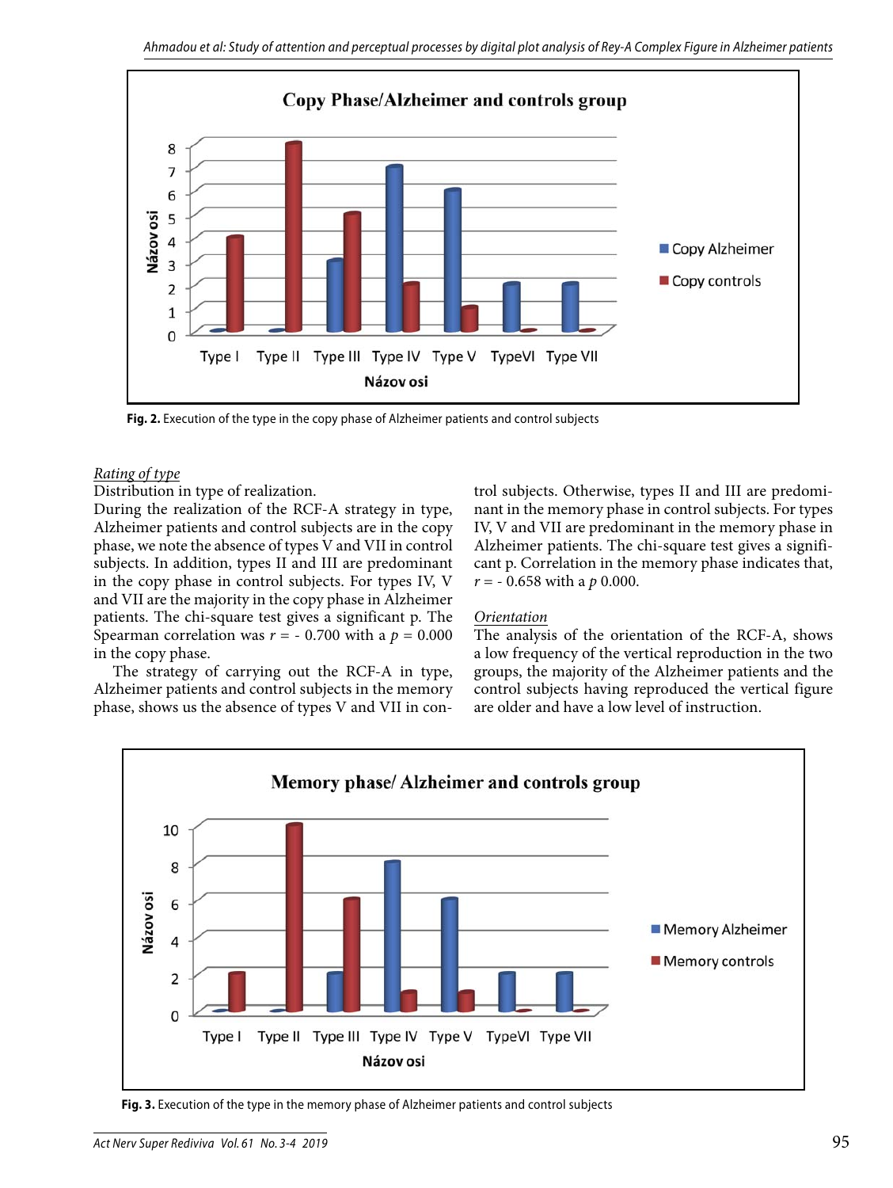Fig. 2. Execution of the type in the copy phase of Alzheimer patients and control subjects

*Rating of type*

Distribution in type of realization.

During the realization of the RCF-A strategy in type, Alzheimer patients and control subjects are in the copy phase, we note the absence of types V and VII in control subjects. In addition, types II and III are predominant in the copy phase in control subjects. For types IV, V and VII are the majority in the copy phase in Alzheimer patients. The chi-square test gives a significant p. The Spearman correlation was $r = -0.700$ with a $p = 0.000$ in the copy phase.

The strategy of carrying out the RCF-A in type, Alzheimer patients and control subjects in the memory phase, shows us the absence of types V and VII in control subjects. Otherwise, types II and III are predominant in the memory phase in control subjects. For types IV, V and VII are predominant in the memory phase in Alzheimer patients. The chi-square test gives a significant p. Correlation in the memory phase indicates that, $r = -0.658$ with a $p$ 0.000.

*Orientation*

The analysis of the orientation of the RCF-A, shows a low frequency of the vertical reproduction in the two groups, the majority of the Alzheimer patients and the control subjects having reproduced the vertical figure are older and have a low level of instruction.

Fig. 3. Execution of the type in the memory phase of Alzheimer patients and control subjects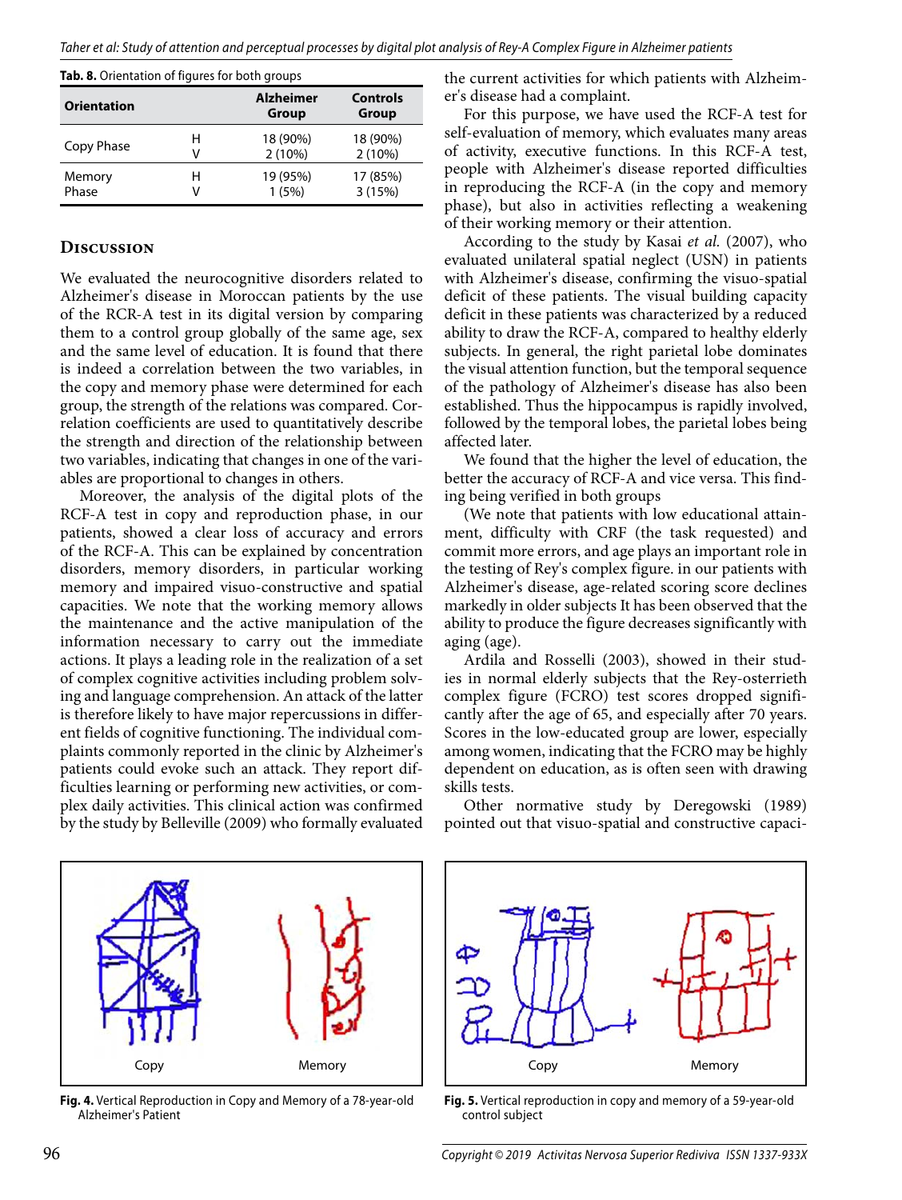**Tab. 8.** Orientation of figures for both groups

| Orientation | | Alzheimer Group | Controls Group |
|---|---|---|---|
| Copy Phase | H | 18 (90%) | 18 (90%) |
| | V | 2 (10%) | 2 (10%) |
| Memory Phase | H | 19 (95%) | 17 (85%) |
| | V | 1 (5%) | 3 (15%) |

## Discussion

We evaluated the neurocognitive disorders related to Alzheimer's disease in Moroccan patients by the use of the RCR-A test in its digital version by comparing them to a control group globally of the same age, sex and the same level of education. It is found that there is indeed a correlation between the two variables, in the copy and memory phase were determined for each group, the strength of the relations was compared. Correlation coefficients are used to quantitatively describe the strength and direction of the relationship between two variables, indicating that changes in one of the variables are proportional to changes in others.

Moreover, the analysis of the digital plots of the RCF-A test in copy and reproduction phase, in our patients, showed a clear loss of accuracy and errors of the RCF-A. This can be explained by concentration disorders, memory disorders, in particular working memory and impaired visuo-constructive and spatial capacities. We note that the working memory allows the maintenance and the active manipulation of the information necessary to carry out the immediate actions. It plays a leading role in the realization of a set of complex cognitive activities including problem solving and language comprehension. An attack of the latter is therefore likely to have major repercussions in different fields of cognitive functioning. The individual complaints commonly reported in the clinic by Alzheimer's patients could evoke such an attack. They report difficulties learning or performing new activities, or complex daily activities. This clinical action was confirmed by the study by Belleville (2009) who formally evaluated the current activities for which patients with Alzheimer's disease had a complaint.

For this purpose, we have used the RCF-A test for self-evaluation of memory, which evaluates many areas of activity, executive functions. In this RCF-A test, people with Alzheimer's disease reported difficulties in reproducing the RCF-A (in the copy and memory phase), but also in activities reflecting a weakening of their working memory or their attention.

According to the study by Kasai *et al.* (2007), who evaluated unilateral spatial neglect (USN) in patients with Alzheimer's disease, confirming the visuo-spatial deficit of these patients. The visual building capacity deficit in these patients was characterized by a reduced ability to draw the RCF-A, compared to healthy elderly subjects. In general, the right parietal lobe dominates the visual attention function, but the temporal sequence of the pathology of Alzheimer's disease has also been established. Thus the hippocampus is rapidly involved, followed by the temporal lobes, the parietal lobes being affected later.

We found that the higher the level of education, the better the accuracy of RCF-A and vice versa. This finding being verified in both groups

(We note that patients with low educational attainment, difficulty with CRF (the task requested) and commit more errors, and age plays an important role in the testing of Rey's complex figure. in our patients with Alzheimer's disease, age-related scoring score declines markedly in older subjects It has been observed that the ability to produce the figure decreases significantly with aging (age).

Ardila and Rosselli (2003), showed in their studies in normal elderly subjects that the Rey-osterrieth complex figure (FCRO) test scores dropped significantly after the age of 65, and especially after 70 years. Scores in the low-educated group are lower, especially among women, indicating that the FCRO may be highly dependent on education, as is often seen with drawing skills tests.

Other normative study by Deregowski (1989) pointed out that visuo-spatial and constructive capaci-

**Fig. 4.** Vertical Reproduction in Copy and Memory of a 78-year-old Alzheimer's Patient

**Fig. 5.** Vertical reproduction in copy and memory of a 59-year-old control subject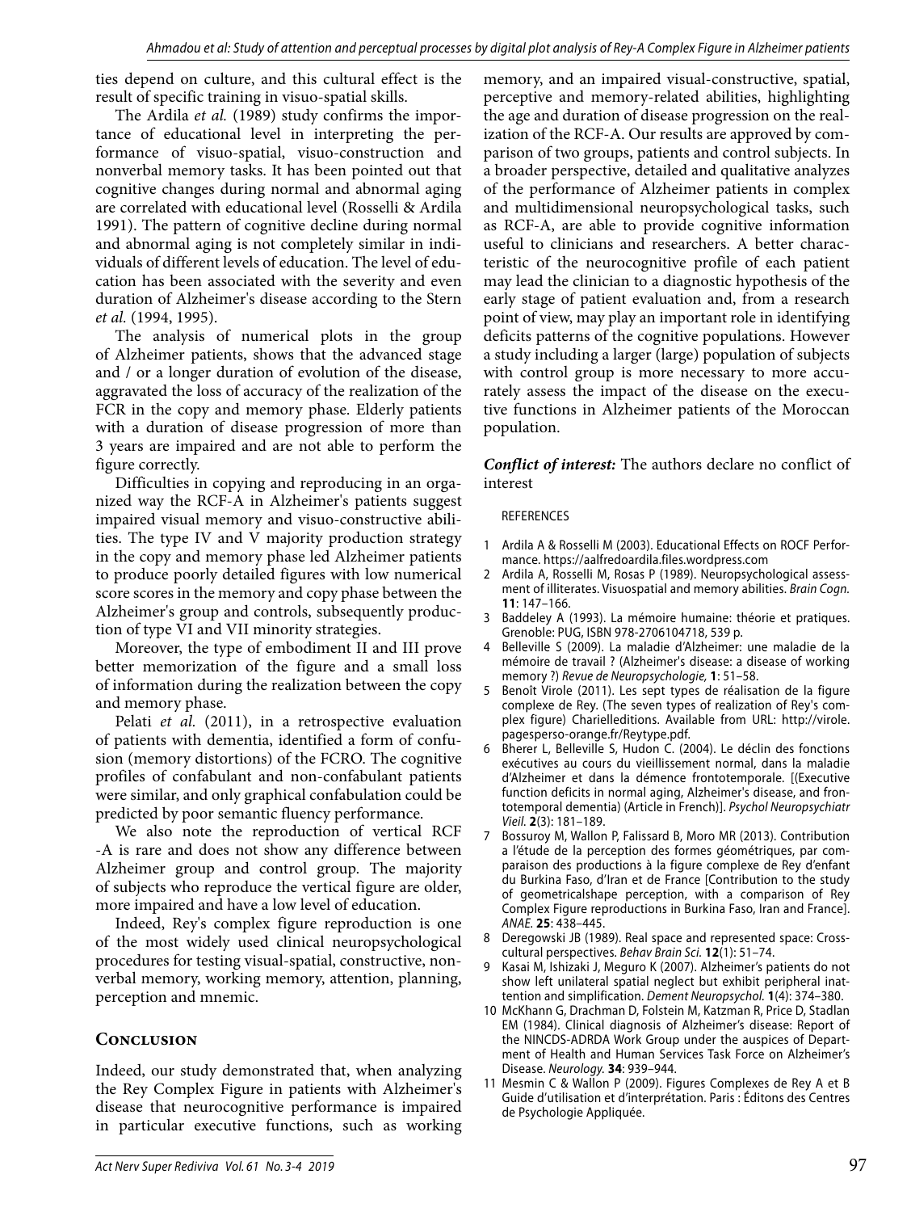ties depend on culture, and this cultural effect is the result of specific training in visuo-spatial skills.

The Ardila *et al.* (1989) study confirms the importance of educational level in interpreting the performance of visuo-spatial, visuo-construction and nonverbal memory tasks. It has been pointed out that cognitive changes during normal and abnormal aging are correlated with educational level (Rosselli & Ardila 1991). The pattern of cognitive decline during normal and abnormal aging is not completely similar in individuals of different levels of education. The level of education has been associated with the severity and even duration of Alzheimer's disease according to the Stern *et al.* (1994, 1995).

The analysis of numerical plots in the group of Alzheimer patients, shows that the advanced stage and / or a longer duration of evolution of the disease, aggravated the loss of accuracy of the realization of the FCR in the copy and memory phase. Elderly patients with a duration of disease progression of more than 3 years are impaired and are not able to perform the figure correctly.

Difficulties in copying and reproducing in an organized way the RCF-A in Alzheimer's patients suggest impaired visual memory and visuo-constructive abilities. The type IV and V majority production strategy in the copy and memory phase led Alzheimer patients to produce poorly detailed figures with low numerical score scores in the memory and copy phase between the Alzheimer's group and controls, subsequently production of type VI and VII minority strategies.

Moreover, the type of embodiment II and III prove better memorization of the figure and a small loss of information during the realization between the copy and memory phase.

Pelati *et al.* (2011), in a retrospective evaluation of patients with dementia, identified a form of confusion (memory distortions) of the FCRO. The cognitive profiles of confabulant and non-confabulant patients were similar, and only graphical confabulation could be predicted by poor semantic fluency performance.

We also note the reproduction of vertical RCF -A is rare and does not show any difference between Alzheimer group and control group. The majority of subjects who reproduce the vertical figure are older, more impaired and have a low level of education.

Indeed, Rey's complex figure reproduction is one of the most widely used clinical neuropsychological procedures for testing visual-spatial, constructive, nonverbal memory, working memory, attention, planning, perception and mnemic.

## Conclusion

Indeed, our study demonstrated that, when analyzing the Rey Complex Figure in patients with Alzheimer's disease that neurocognitive performance is impaired in particular executive functions, such as working memory, and an impaired visual-constructive, spatial, perceptive and memory-related abilities, highlighting the age and duration of disease progression on the realization of the RCF-A. Our results are approved by comparison of two groups, patients and control subjects. In a broader perspective, detailed and qualitative analyzes of the performance of Alzheimer patients in complex and multidimensional neuropsychological tasks, such as RCF-A, are able to provide cognitive information useful to clinicians and researchers. A better characteristic of the neurocognitive profile of each patient may lead the clinician to a diagnostic hypothesis of the early stage of patient evaluation and, from a research point of view, may play an important role in identifying deficits patterns of the cognitive populations. However a study including a larger (large) population of subjects with control group is more necessary to more accurately assess the impact of the disease on the executive functions in Alzheimer patients of the Moroccan population.

***Conflict of interest:*** The authors declare no conflict of interest

REFERENCES

1. Ardila A & Rosselli M (2003). Educational Effects on ROCF Performance. https://aalfredoardila.files.wordpress.com
2. Ardila A, Rosselli M, Rosas P (1989). Neuropsychological assessment of illiterates. Visuospatial and memory abilities. *Brain Cogn.* **11**: 147–166.
3. Baddeley A (1993). La mémoire humaine: théorie et pratiques. Grenoble: PUG, ISBN 978-2706104718, 539 p.
4. Belleville S (2009). La maladie d'Alzheimer: une maladie de la mémoire de travail ? (Alzheimer's disease: a disease of working memory ?) *Revue de Neuropsychologie,* **1**: 51–58.
5. Benoît Virole (2011). Les sept types de réalisation de la figure complexe de Rey. (The seven types of realization of Rey's complex figure) Charielleditions. Available from URL: http://virole.pagesperso-orange.fr/Reytype.pdf.
6. Bherer L, Belleville S, Hudon C. (2004). Le déclin des fonctions exécutives au cours du vieillissement normal, dans la maladie d'Alzheimer et dans la démence frontotemporale. [(Executive function deficits in normal aging, Alzheimer's disease, and frontotemporal dementia) (Article in French)]. *Psychol Neuropsychiatr Vieil.* **2**(3): 181–189.
7. Bossuroy M, Wallon P, Falissard B, Moro MR (2013). Contribution a l'étude de la perception des formes géométriques, par comparaison des productions à la figure complexe de Rey d'enfant du Burkina Faso, d'Iran et de France [Contribution to the study of geometricalshape perception, with a comparison of Rey Complex Figure reproductions in Burkina Faso, Iran and France]. *ANAE.* **25**: 438–445.
8. Deregowski JB (1989). Real space and represented space: Cross-cultural perspectives. *Behav Brain Sci.* **12**(1): 51–74.
9. Kasai M, Ishizaki J, Meguro K (2007). Alzheimer's patients do not show left unilateral spatial neglect but exhibit peripheral inattention and simplification. *Dement Neuropsychol.* **1**(4): 374–380.
10. McKhann G, Drachman D, Folstein M, Katzman R, Price D, Stadlan EM (1984). Clinical diagnosis of Alzheimer's disease: Report of the NINCDS-ADRDA Work Group under the auspices of Department of Health and Human Services Task Force on Alzheimer's Disease. *Neurology.* **34**: 939–944.
11. Mesmin C & Wallon P (2009). Figures Complexes de Rey A et B Guide d'utilisation et d'interprétation. Paris : Éditons des Centres de Psychologie Appliquée.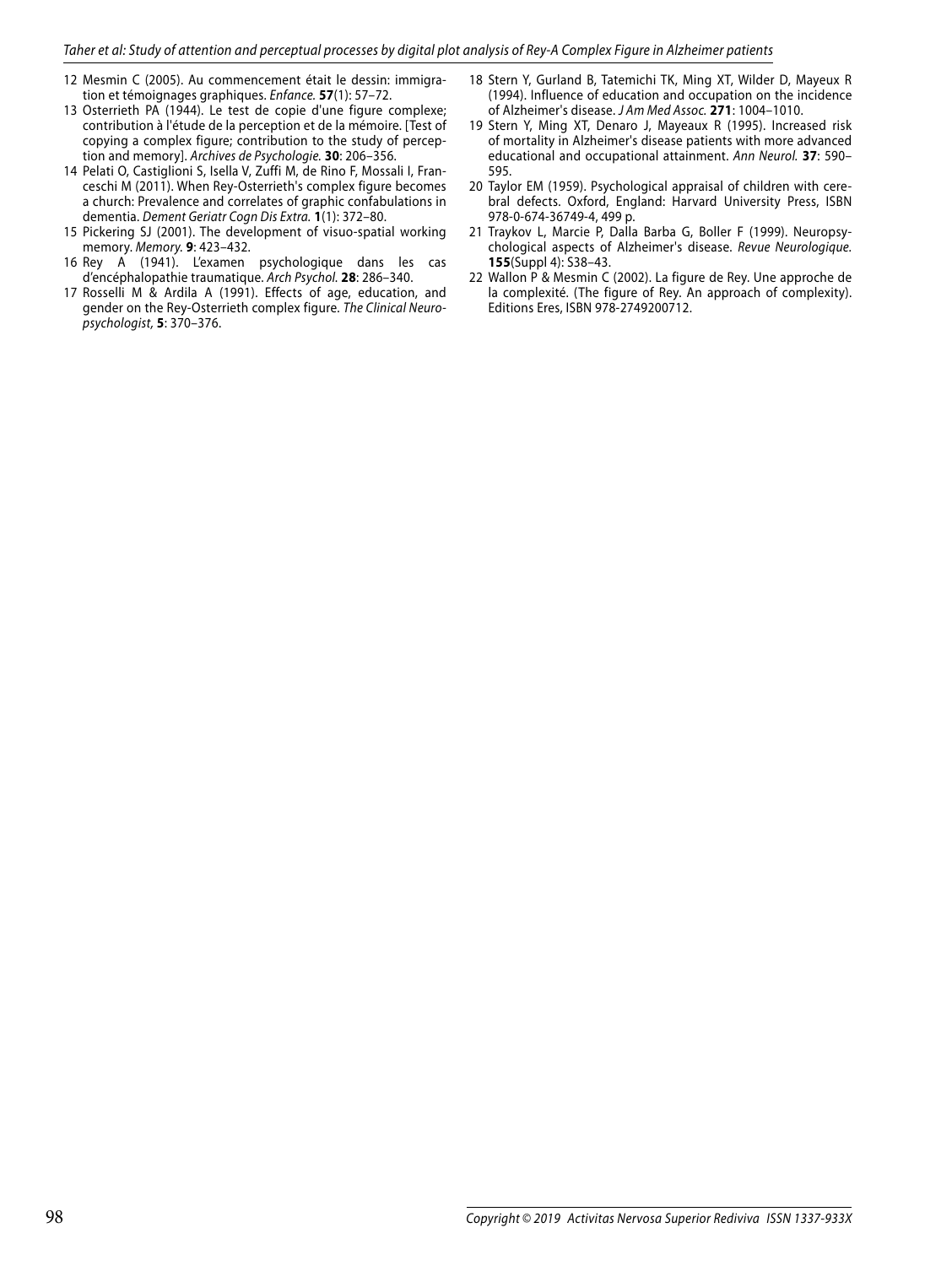12 Mesmin C (2005). Au commencement était le dessin: immigration et témoignages graphiques. *Enfance.* **57**(1): 57–72.

13 Osterrieth PA (1944). Le test de copie d'une figure complexe; contribution à l'étude de la perception et de la mémoire. [Test of copying a complex figure; contribution to the study of perception and memory]. *Archives de Psychologie.* **30**: 206–356.

14 Pelati O, Castiglioni S, Isella V, Zuffi M, de Rino F, Mossali I, Franceschi M (2011). When Rey-Osterrieth's complex figure becomes a church: Prevalence and correlates of graphic confabulations in dementia. *Dement Geriatr Cogn Dis Extra.* **1**(1): 372–80.

15 Pickering SJ (2001). The development of visuo-spatial working memory. *Memory.* **9**: 423–432.

16 Rey A (1941). L'examen psychologique dans les cas d'encéphalopathie traumatique. *Arch Psychol.* **28**: 286–340.

17 Rosselli M & Ardila A (1991). Effects of age, education, and gender on the Rey-Osterrieth complex figure. *The Clinical Neuropsychologist,* **5**: 370–376.

18 Stern Y, Gurland B, Tatemichi TK, Ming XT, Wilder D, Mayeux R (1994). Influence of education and occupation on the incidence of Alzheimer's disease. *J Am Med Assoc.* **271**: 1004–1010.

19 Stern Y, Ming XT, Denaro J, Mayeaux R (1995). Increased risk of mortality in Alzheimer's disease patients with more advanced educational and occupational attainment. *Ann Neurol.* **37**: 590–595.

20 Taylor EM (1959). Psychological appraisal of children with cerebral defects. Oxford, England: Harvard University Press, ISBN 978-0-674-36749-4, 499 p.

21 Traykov L, Marcie P, Dalla Barba G, Boller F (1999). Neuropsychological aspects of Alzheimer's disease. *Revue Neurologique.* **155**(Suppl 4): S38–43.

22 Wallon P & Mesmin C (2002). La figure de Rey. Une approche de la complexité. (The figure of Rey. An approach of complexity). Editions Eres, ISBN 978-2749200712.